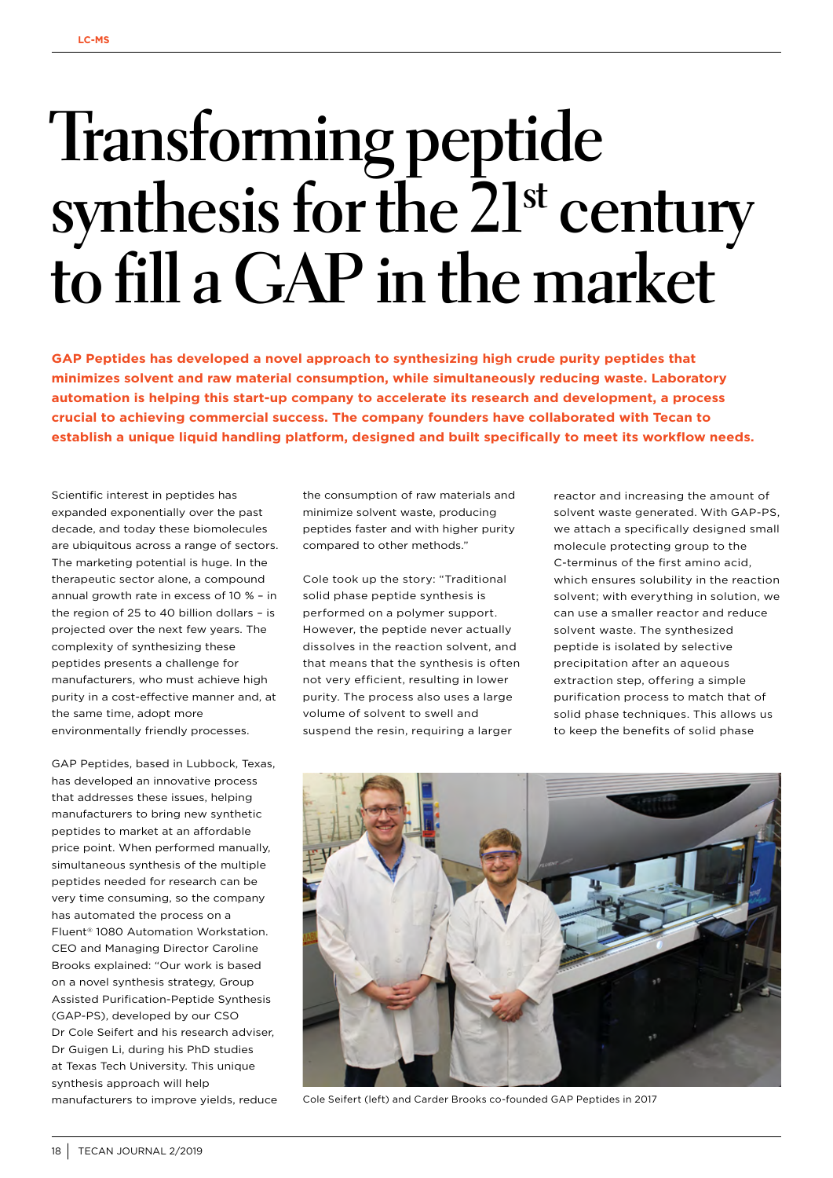# Transforming peptide synthesis for the 21st century to fill a GAP in the market

**GAP Peptides has developed a novel approach to synthesizing high crude purity peptides that minimizes solvent and raw material consumption, while simultaneously reducing waste. Laboratory automation is helping this start-up company to accelerate its research and development, a process crucial to achieving commercial success. The company founders have collaborated with Tecan to establish a unique liquid handling platform, designed and built specifically to meet its workflow needs.**

Scientific interest in peptides has expanded exponentially over the past decade, and today these biomolecules are ubiquitous across a range of sectors. The marketing potential is huge. In the therapeutic sector alone, a compound annual growth rate in excess of 10 % – in the region of 25 to 40 billion dollars – is projected over the next few years. The complexity of synthesizing these peptides presents a challenge for manufacturers, who must achieve high purity in a cost-effective manner and, at the same time, adopt more environmentally friendly processes.

GAP Peptides, based in Lubbock, Texas, has developed an innovative process that addresses these issues, helping manufacturers to bring new synthetic peptides to market at an affordable price point. When performed manually, simultaneous synthesis of the multiple peptides needed for research can be very time consuming, so the company has automated the process on a Fluent® 1080 Automation Workstation. CEO and Managing Director Caroline Brooks explained: "Our work is based on a novel synthesis strategy, Group Assisted Purification-Peptide Synthesis (GAP-PS), developed by our CSO Dr Cole Seifert and his research adviser, Dr Guigen Li, during his PhD studies at Texas Tech University. This unique synthesis approach will help manufacturers to improve yields, reduce the consumption of raw materials and minimize solvent waste, producing peptides faster and with higher purity compared to other methods."

Cole took up the story: "Traditional solid phase peptide synthesis is performed on a polymer support. However, the peptide never actually dissolves in the reaction solvent, and that means that the synthesis is often not very efficient, resulting in lower purity. The process also uses a large volume of solvent to swell and suspend the resin, requiring a larger reactor and increasing the amount of solvent waste generated. With GAP-PS, we attach a specifically designed small molecule protecting group to the C-terminus of the first amino acid, which ensures solubility in the reaction solvent; with everything in solution, we can use a smaller reactor and reduce solvent waste. The synthesized peptide is isolated by selective precipitation after an aqueous extraction step, offering a simple purification process to match that of solid phase techniques. This allows us to keep the benefits of solid phase

Cole Seifert (left) and Carder Brooks co-founded GAP Peptides in 2017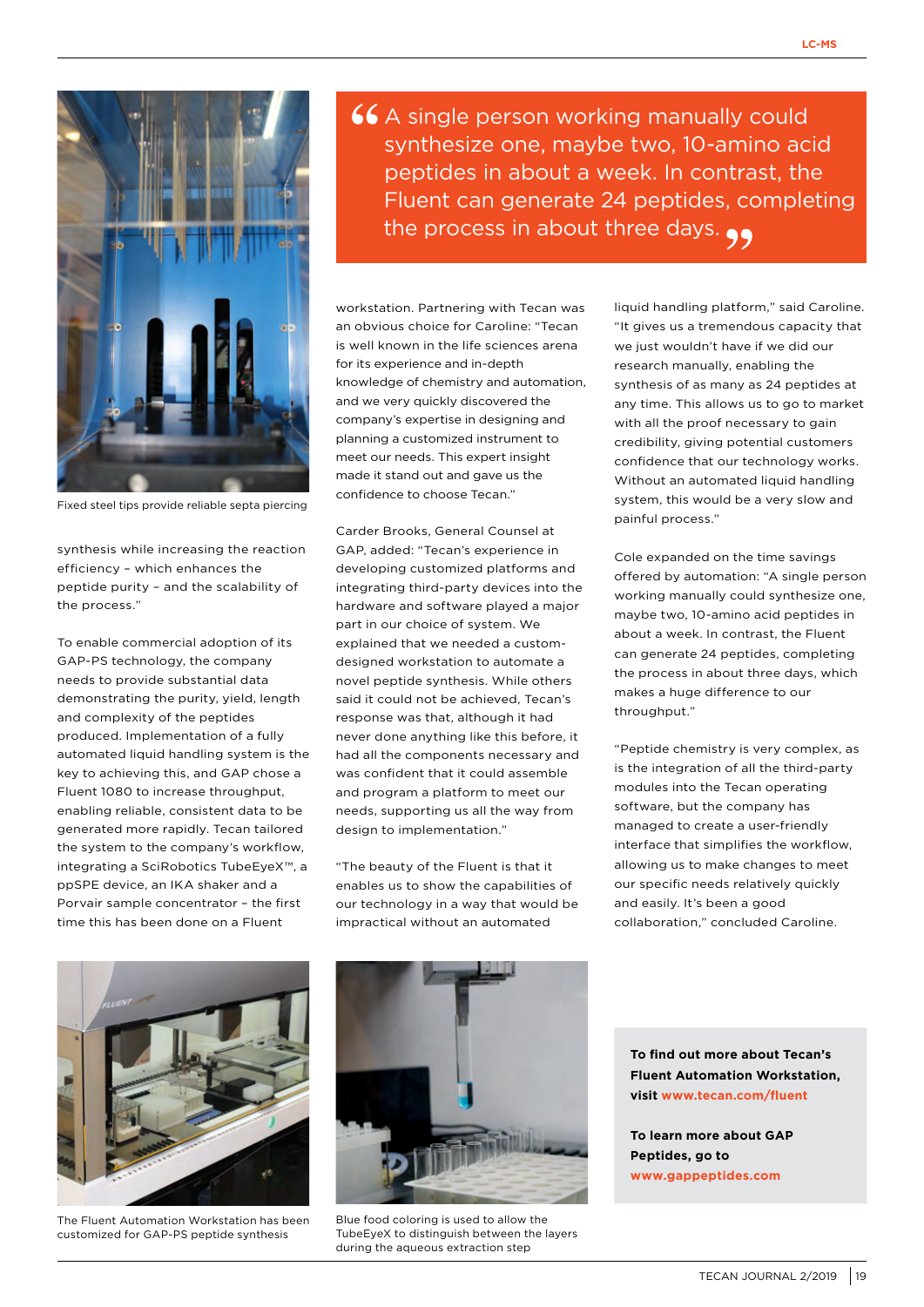> "A single person working manually could synthesize one, maybe two, 10-amino acid peptides in about a week. In contrast, the Fluent can generate 24 peptides, completing the process in about three days."

Fixed steel tips provide reliable septa piercing

synthesis while increasing the reaction efficiency – which enhances the peptide purity – and the scalability of the process."

To enable commercial adoption of its GAP-PS technology, the company needs to provide substantial data demonstrating the purity, yield, length and complexity of the peptides produced. Implementation of a fully automated liquid handling system is the key to achieving this, and GAP chose a Fluent 1080 to increase throughput, enabling reliable, consistent data to be generated more rapidly. Tecan tailored the system to the company's workflow, integrating a SciRobotics TubeEyeX™, a ppSPE device, an IKA shaker and a Porvair sample concentrator – the first time this has been done on a Fluent workstation. Partnering with Tecan was an obvious choice for Caroline: "Tecan is well known in the life sciences arena for its experience and in-depth knowledge of chemistry and automation, and we very quickly discovered the company's expertise in designing and planning a customized instrument to meet our needs. This expert insight made it stand out and gave us the confidence to choose Tecan."

Carder Brooks, General Counsel at GAP, added: "Tecan's experience in developing customized platforms and integrating third-party devices into the hardware and software played a major part in our choice of system. We explained that we needed a custom-designed workstation to automate a novel peptide synthesis. While others said it could not be achieved, Tecan's response was that, although it had never done anything like this before, it had all the components necessary and was confident that it could assemble and program a platform to meet our needs, supporting us all the way from design to implementation."

"The beauty of the Fluent is that it enables us to show the capabilities of our technology in a way that would be impractical without an automated liquid handling platform," said Caroline. "It gives us a tremendous capacity that we just wouldn't have if we did our research manually, enabling the synthesis of as many as 24 peptides at any time. This allows us to go to market with all the proof necessary to gain credibility, giving potential customers confidence that our technology works. Without an automated liquid handling system, this would be a very slow and painful process."

Cole expanded on the time savings offered by automation: "A single person working manually could synthesize one, maybe two, 10-amino acid peptides in about a week. In contrast, the Fluent can generate 24 peptides, completing the process in about three days, which makes a huge difference to our throughput."

"Peptide chemistry is very complex, as is the integration of all the third-party modules into the Tecan operating software, but the company has managed to create a user-friendly interface that simplifies the workflow, allowing us to make changes to meet our specific needs relatively quickly and easily. It's been a good collaboration," concluded Caroline.

The Fluent Automation Workstation has been customized for GAP-PS peptide synthesis

Blue food coloring is used to allow the TubeEyeX to distinguish between the layers during the aqueous extraction step

**To find out more about Tecan's Fluent Automation Workstation, visit www.tecan.com/fluent**

**To learn more about GAP Peptides, go to www.gappeptides.com**